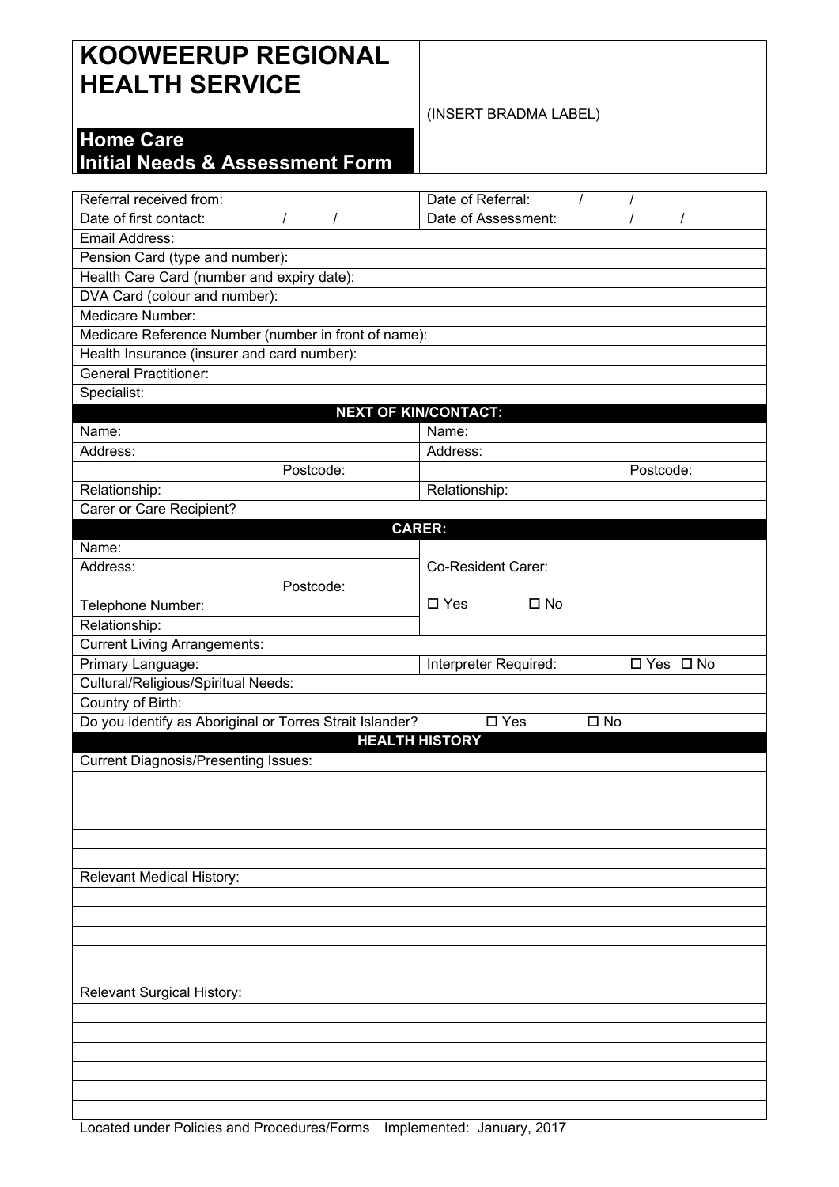# KOOWEERUP REGIONAL HEALTH SERVICE

(INSERT BRADMA LABEL)

## Home Care Initial Needs & Assessment Form

| | |
|---|---|
| Referral received from: | Date of Referral: / / |
| Date of first contact: / / | Date of Assessment: / / |
| Email Address: | |
| Pension Card (type and number): | |
| Health Care Card (number and expiry date): | |
| DVA Card (colour and number): | |
| Medicare Number: | |
| Medicare Reference Number (number in front of name): | |
| Health Insurance (insurer and card number): | |
| General Practitioner: | |
| Specialist: | |
| **NEXT OF KIN/CONTACT:** | |
| Name: | Name: |
| Address: | Address: |
| Postcode: | Postcode: |
| Relationship: | Relationship: |
| Carer or Care Recipient? | |
| **CARER:** | |
| Name: | Co-Resident Carer: |
| Address: | |
| Postcode: | |
| Telephone Number: | ☐ Yes ☐ No |
| Relationship: | |
| Current Living Arrangements: | |
| Primary Language: | Interpreter Required: ☐ Yes ☐ No |
| Cultural/Religious/Spiritual Needs: | |
| Country of Birth: | |
| Do you identify as Aboriginal or Torres Strait Islander? ☐ Yes ☐ No | |

## HEALTH HISTORY

Current Diagnosis/Presenting Issues:

Relevant Medical History:

Relevant Surgical History:

Located under Policies and Procedures/Forms Implemented: January, 2017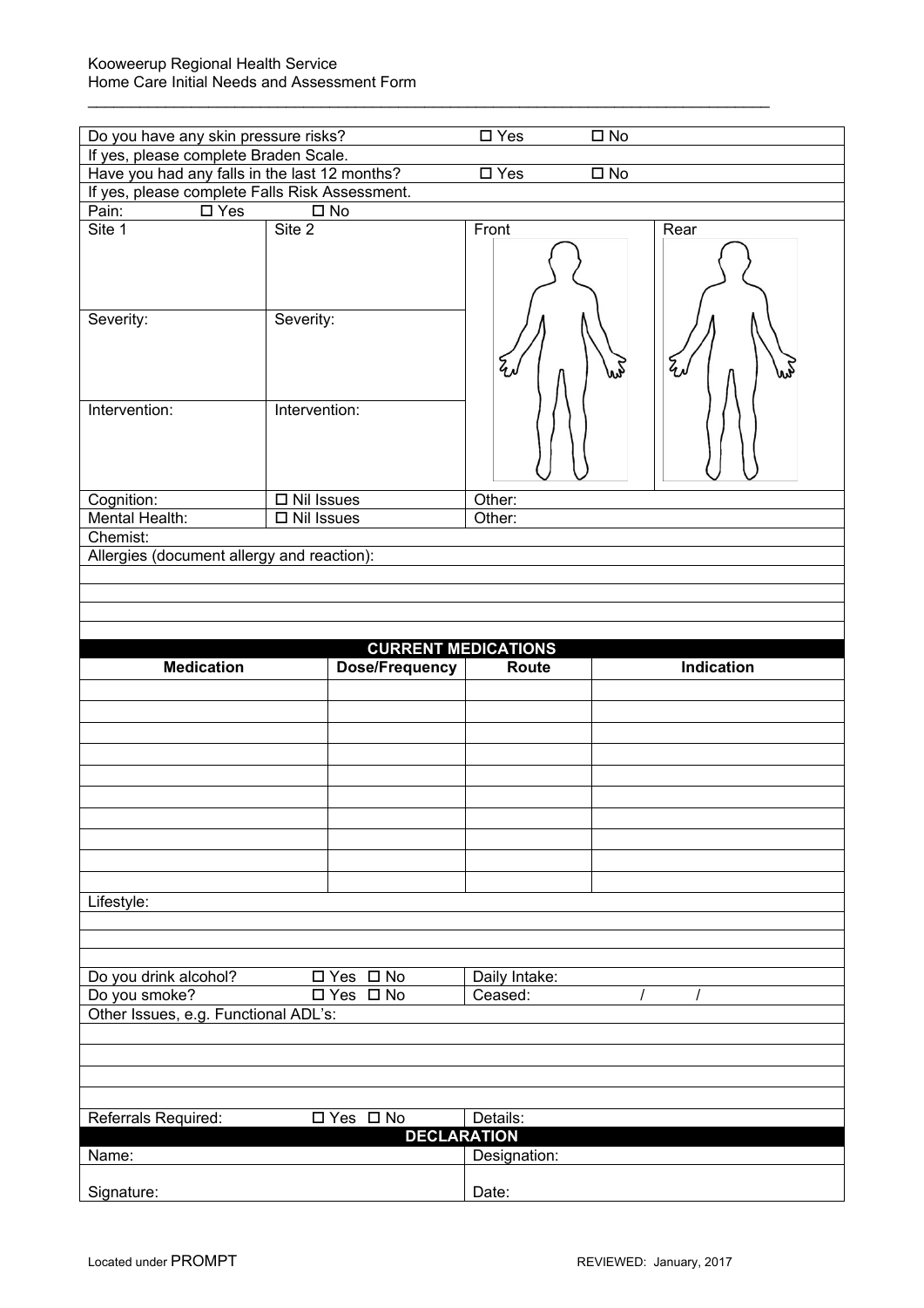Kooweerup Regional Health Service
Home Care Initial Needs and Assessment Form

| | | | |
|---|---|---|---|
| Do you have any skin pressure risks? | | ☐ Yes ☐ No | |
| If yes, please complete Braden Scale. | | | |
| Have you had any falls in the last 12 months? | | ☐ Yes ☐ No | |
| If yes, please complete Falls Risk Assessment. | | | |
| Pain: ☐ Yes ☐ No | | | |
| Site 1 | Site 2 | Front | Rear |
| Severity: | Severity: | | |
| Intervention: | Intervention: | | |
| Cognition: | ☐ Nil Issues | Other: | |
| Mental Health: | ☐ Nil Issues | Other: | |
| Chemist: | | | |
| Allergies (document allergy and reaction): | | | |
| | | | |
| | | | |
| | | | |
| | | | |

**CURRENT MEDICATIONS**

| Medication | Dose/Frequency | Route | Indication |
|---|---|---|---|
| | | | |
| | | | |
| | | | |
| | | | |
| | | | |
| | | | |
| | | | |
| | | | |
| | | | |
| | | | |

| | | |
|---|---|---|
| Lifestyle: | | |
| | | |
| | | |
| | | |
| Do you drink alcohol? | ☐ Yes ☐ No | Daily Intake: |
| Do you smoke? | ☐ Yes ☐ No | Ceased: / / |
| Other Issues, e.g. Functional ADL's: | | |
| | | |
| | | |
| | | |
| | | |
| Referrals Required: | ☐ Yes ☐ No | Details: |

**DECLARATION**

| | |
|---|---|
| Name: | Designation: |
| Signature: | Date: |

Located under PROMPT

REVIEWED: January, 2017